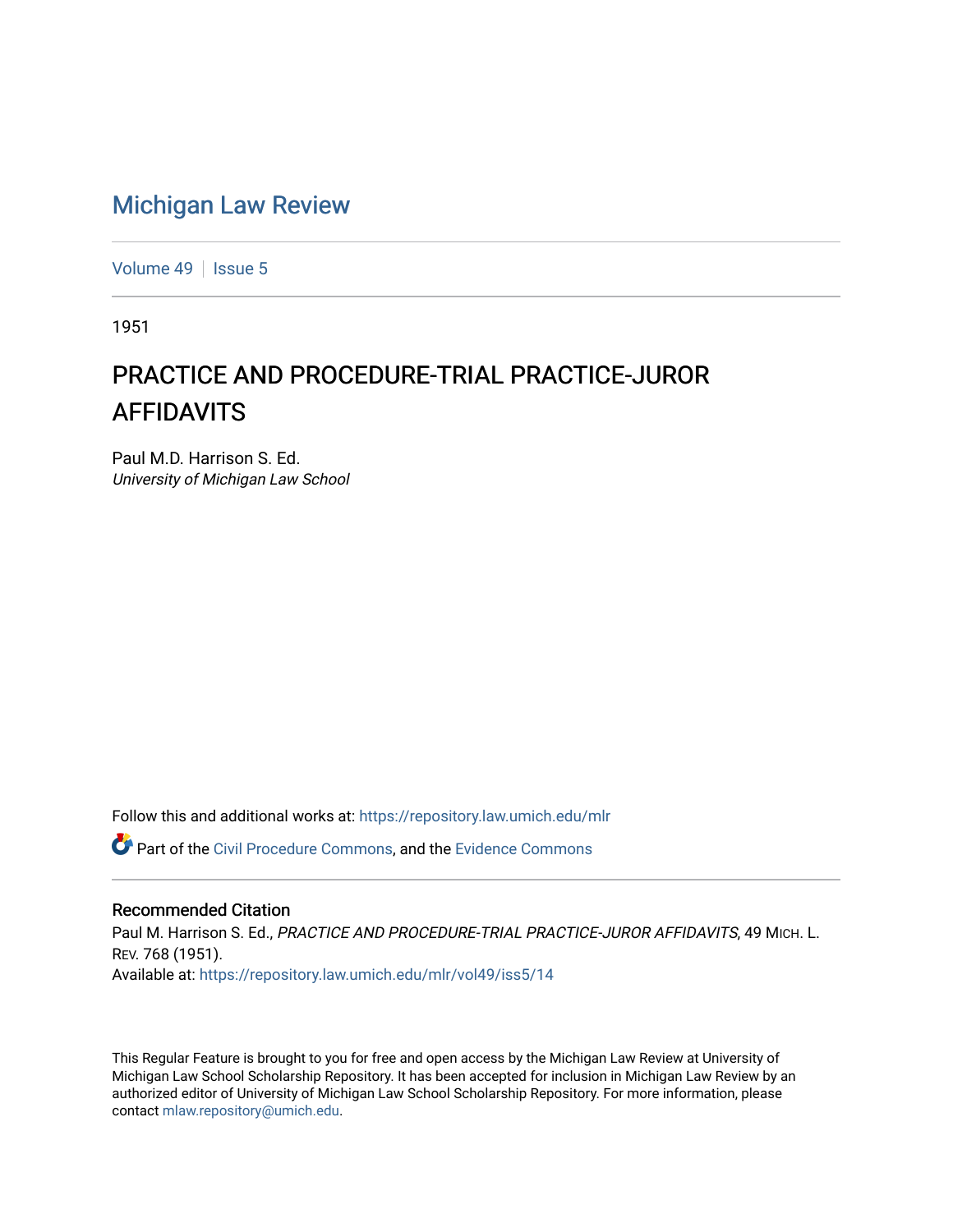# Michigan Law Review

Volume 49 | Issue 5

1951

## PRACTICE AND PROCEDURE-TRIAL PRACTICE-JUROR AFFIDAVITS

Paul M.D. Harrison S. Ed.
*University of Michigan Law School*

Follow this and additional works at: https://repository.law.umich.edu/mlr

Part of the Civil Procedure Commons, and the Evidence Commons

### Recommended Citation

Paul M. Harrison S. Ed., *PRACTICE AND PROCEDURE-TRIAL PRACTICE-JUROR AFFIDAVITS*, 49 MICH. L. REV. 768 (1951).
Available at: https://repository.law.umich.edu/mlr/vol49/iss5/14

This Regular Feature is brought to you for free and open access by the Michigan Law Review at University of Michigan Law School Scholarship Repository. It has been accepted for inclusion in Michigan Law Review by an authorized editor of University of Michigan Law School Scholarship Repository. For more information, please contact mlaw.repository@umich.edu.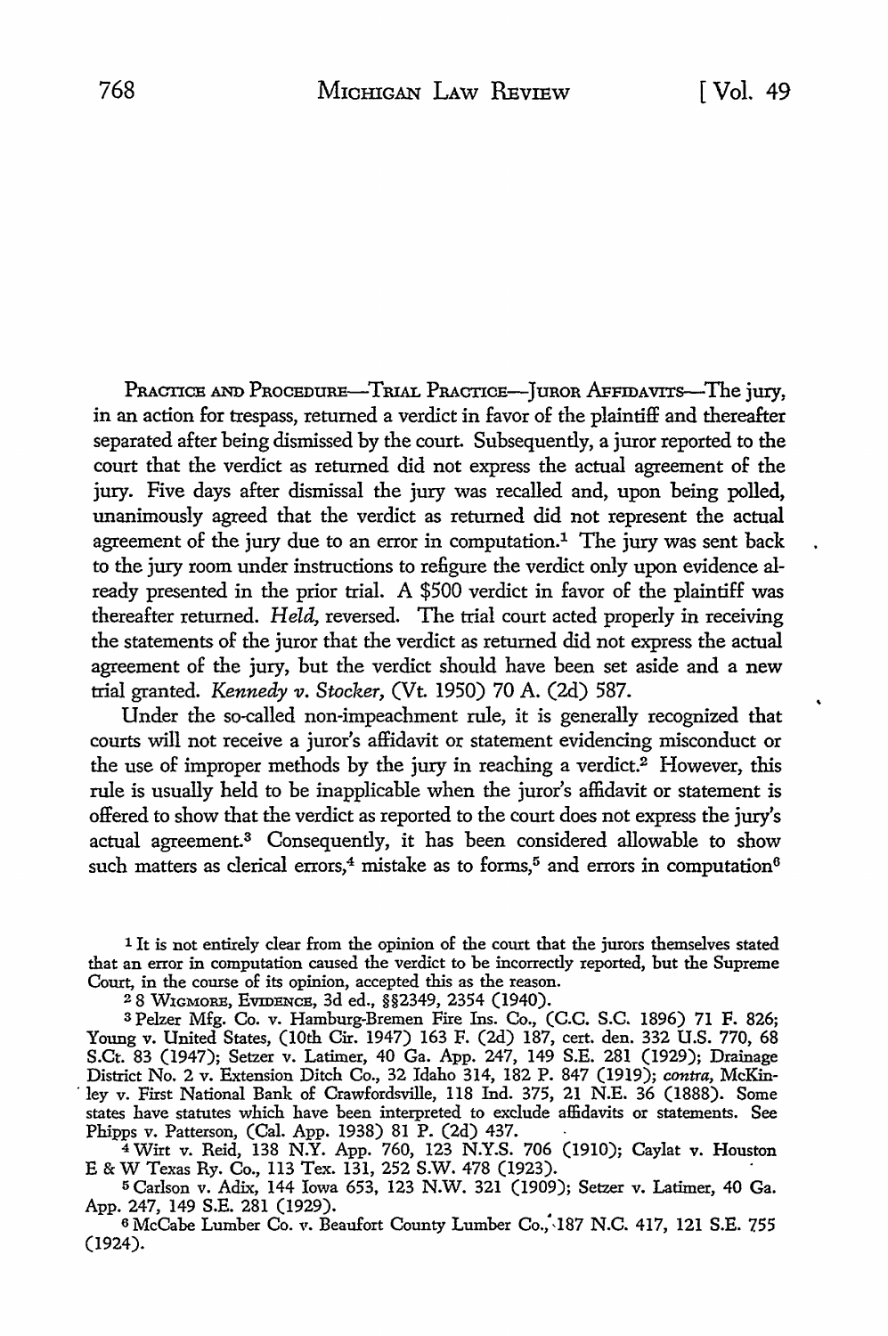PRACTICE AND PROCEDURE—TRIAL PRACTICE—JUROR AFFIDAVITS—The jury, in an action for trespass, returned a verdict in favor of the plaintiff and thereafter separated after being dismissed by the court. Subsequently, a juror reported to the court that the verdict as returned did not express the actual agreement of the jury. Five days after dismissal the jury was recalled and, upon being polled, unanimously agreed that the verdict as returned did not represent the actual agreement of the jury due to an error in computation.[1] The jury was sent back to the jury room under instructions to refigure the verdict only upon evidence already presented in the prior trial. A $500 verdict in favor of the plaintiff was thereafter returned. *Held*, reversed. The trial court acted properly in receiving the statements of the juror that the verdict as returned did not express the actual agreement of the jury, but the verdict should have been set aside and a new trial granted. *Kennedy v. Stocker*, (Vt. 1950) 70 A. (2d) 587.

Under the so-called non-impeachment rule, it is generally recognized that courts will not receive a juror's affidavit or statement evidencing misconduct or the use of improper methods by the jury in reaching a verdict.[2] However, this rule is usually held to be inapplicable when the juror's affidavit or statement is offered to show that the verdict as reported to the court does not express the jury's actual agreement.[3] Consequently, it has been considered allowable to show such matters as clerical errors,[4] mistake as to forms,[5] and errors in computation[6]

---

[1] It is not entirely clear from the opinion of the court that the jurors themselves stated that an error in computation caused the verdict to be incorrectly reported, but the Supreme Court, in the course of its opinion, accepted this as the reason.

[2] 8 WIGMORE, EVIDENCE, 3d ed., §§2349, 2354 (1940).

[3] Pelzer Mfg. Co. v. Hamburg-Bremen Fire Ins. Co., (C.C. S.C. 1896) 71 F. 826; Young v. United States, (10th Cir. 1947) 163 F. (2d) 187, cert. den. 332 U.S. 770, 68 S.Ct. 83 (1947); Setzer v. Latimer, 40 Ga. App. 247, 149 S.E. 281 (1929); Drainage District No. 2 v. Extension Ditch Co., 32 Idaho 314, 182 P. 847 (1919); *contra*, McKinley v. First National Bank of Crawfordsville, 118 Ind. 375, 21 N.E. 36 (1888). Some states have statutes which have been interpreted to exclude affidavits or statements. See Phipps v. Patterson, (Cal. App. 1938) 81 P. (2d) 437.

[4] Wirt v. Reid, 138 N.Y. App. 760, 123 N.Y.S. 706 (1910); Caylat v. Houston E & W Texas Ry. Co., 113 Tex. 131, 252 S.W. 478 (1923).

[5] Carlson v. Adix, 144 Iowa 653, 123 N.W. 321 (1909); Setzer v. Latimer, 40 Ga. App. 247, 149 S.E. 281 (1929).

[6] McCabe Lumber Co. v. Beaufort County Lumber Co., 187 N.C. 417, 121 S.E. 755 (1924).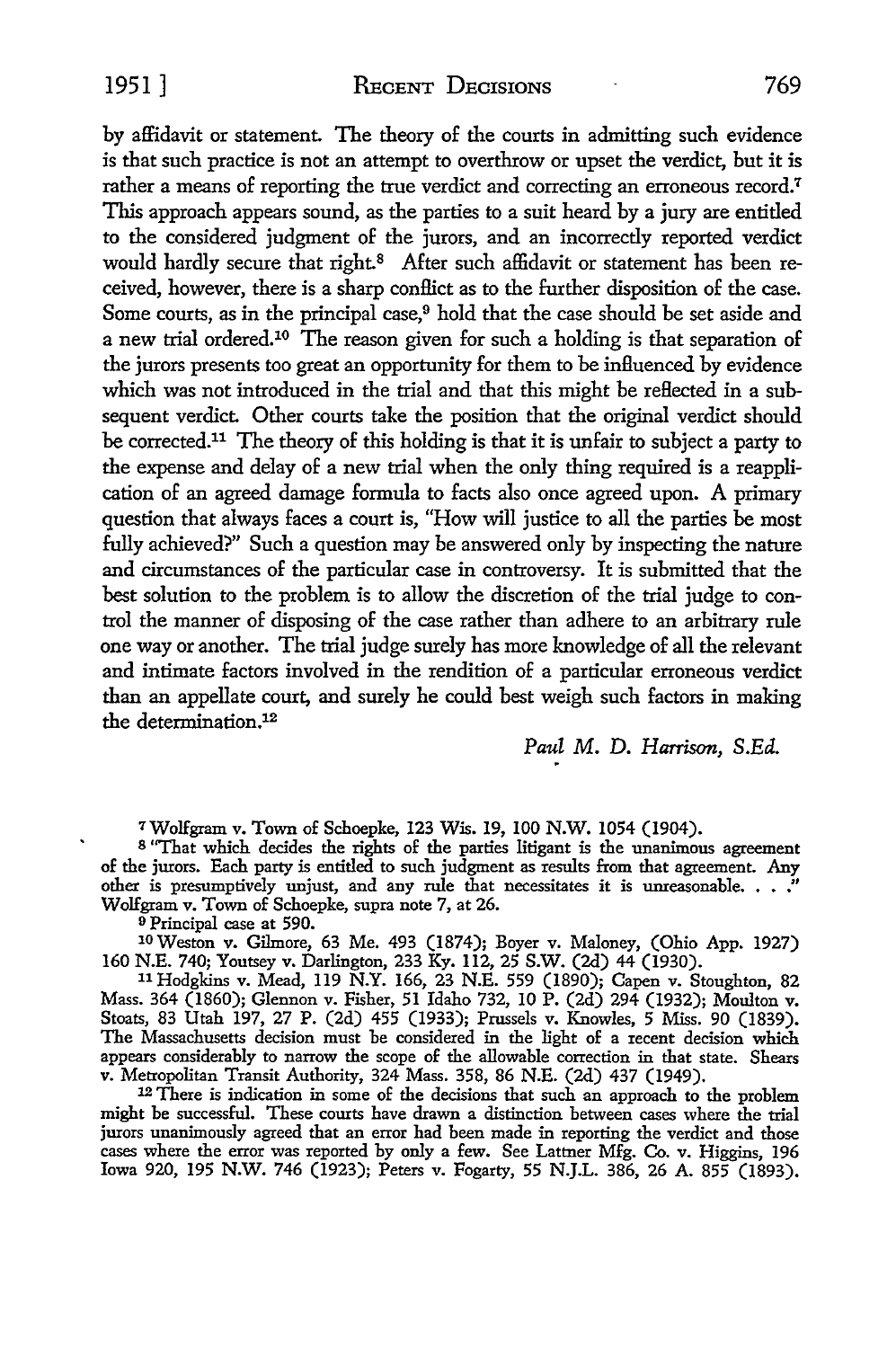by affidavit or statement. The theory of the courts in admitting such evidence is that such practice is not an attempt to overthrow or upset the verdict, but it is rather a means of reporting the true verdict and correcting an erroneous record.[7] This approach appears sound, as the parties to a suit heard by a jury are entitled to the considered judgment of the jurors, and an incorrectly reported verdict would hardly secure that right.[8] After such affidavit or statement has been received, however, there is a sharp conflict as to the further disposition of the case. Some courts, as in the principal case,[9] hold that the case should be set aside and a new trial ordered.[10] The reason given for such a holding is that separation of the jurors presents too great an opportunity for them to be influenced by evidence which was not introduced in the trial and that this might be reflected in a subsequent verdict. Other courts take the position that the original verdict should be corrected.[11] The theory of this holding is that it is unfair to subject a party to the expense and delay of a new trial when the only thing required is a reapplication of an agreed damage formula to facts also once agreed upon. A primary question that always faces a court is, "How will justice to all the parties be most fully achieved?" Such a question may be answered only by inspecting the nature and circumstances of the particular case in controversy. It is submitted that the best solution to the problem is to allow the discretion of the trial judge to control the manner of disposing of the case rather than adhere to an arbitrary rule one way or another. The trial judge surely has more knowledge of all the relevant and intimate factors involved in the rendition of a particular erroneous verdict than an appellate court, and surely he could best weigh such factors in making the determination.[12]

*Paul M. D. Harrison, S.Ed.*

---

[7] Wolfgram v. Town of Schoepke, 123 Wis. 19, 100 N.W. 1054 (1904).

[8] "That which decides the rights of the parties litigant is the unanimous agreement of the jurors. Each party is entitled to such judgment as results from that agreement. Any other is presumptively unjust, and any rule that necessitates it is unreasonable. . . ." Wolfgram v. Town of Schoepke, supra note 7, at 26.

[9] Principal case at 590.

[10] Weston v. Gilmore, 63 Me. 493 (1874); Boyer v. Maloney, (Ohio App. 1927) 160 N.E. 740; Youtsey v. Darlington, 233 Ky. 112, 25 S.W. (2d) 44 (1930).

[11] Hodgkins v. Mead, 119 N.Y. 166, 23 N.E. 559 (1890); Capen v. Stoughton, 82 Mass. 364 (1860); Glennon v. Fisher, 51 Idaho 732, 10 P. (2d) 294 (1932); Moulton v. Stoats, 83 Utah 197, 27 P. (2d) 455 (1933); Prussels v. Knowles, 5 Miss. 90 (1839). The Massachusetts decision must be considered in the light of a recent decision which appears considerably to narrow the scope of the allowable correction in that state. Shears v. Metropolitan Transit Authority, 324 Mass. 358, 86 N.E. (2d) 437 (1949).

[12] There is indication in some of the decisions that such an approach to the problem might be successful. These courts have drawn a distinction between cases where the trial jurors unanimously agreed that an error had been made in reporting the verdict and those cases where the error was reported by only a few. See Lattner Mfg. Co. v. Higgins, 196 Iowa 920, 195 N.W. 746 (1923); Peters v. Fogarty, 55 N.J.L. 386, 26 A. 855 (1893).